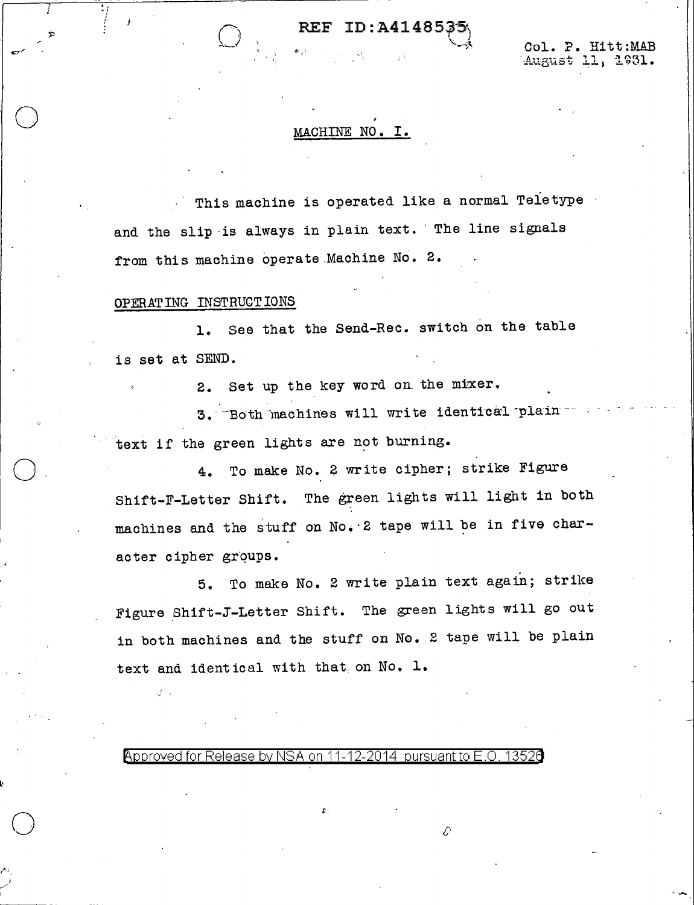Col. P. Hitt:MAB
August 11, 1931.

## MACHINE NO. I.

This machine is operated like a normal Teletype and the slip is always in plain text. The line signals from this machine operate Machine No. 2.

OPERATING INSTRUCTIONS

1. See that the Send-Rec. switch on the table is set at SEND.

2. Set up the key word on the mixer.

3. Both machines will write identical plain text if the green lights are not burning.

4. To make No. 2 write cipher; strike Figure Shift-F-Letter Shift. The green lights will light in both machines and the stuff on No. 2 tape will be in five character cipher groups.

5. To make No. 2 write plain text again; strike Figure Shift-J-Letter Shift. The green lights will go out in both machines and the stuff on No. 2 tape will be plain text and identical with that on No. 1.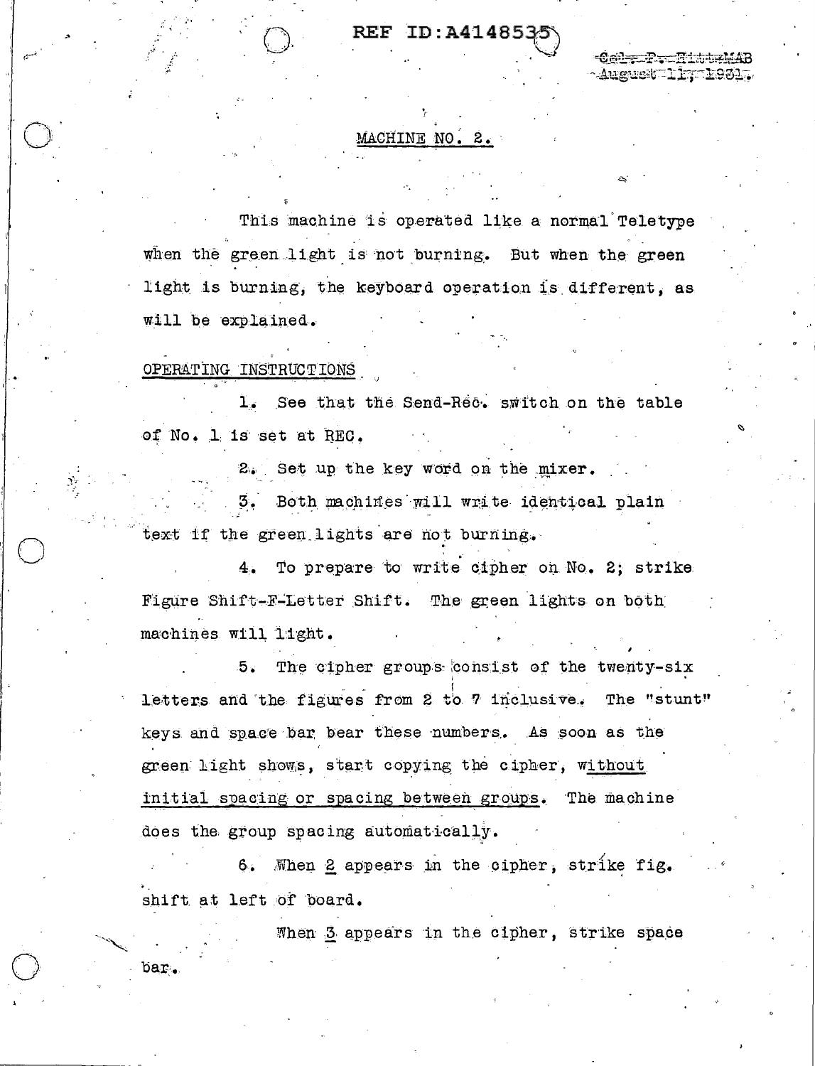REF ID:A4148535

~~Col. F. Hitt MAB~~
~~August 11, 1931.~~

MACHINE NO. 2.

This machine is operated like a normal Teletype when the green light is not burning. But when the green light is burning, the keyboard operation is different, as will be explained.

OPERATING INSTRUCTIONS

1. See that the Send-Rec. switch on the table of No. 1 is set at REC.

2. Set up the key word on the mixer.

3. Both machines will write identical plain text if the green lights are not burning.

4. To prepare to write cipher on No. 2; strike Figure Shift-F-Letter Shift. The green lights on both machines will light.

5. The cipher groups consist of the twenty-six letters and the figures from 2 to 7 inclusive. The "stunt" keys and space bar bear these numbers. As soon as the green light shows, start copying the cipher, <u>without initial spacing or spacing between groups</u>. The machine does the group spacing automatically.

6. When <u>2</u> appears in the cipher, strike fig. shift at left of board.

When <u>3</u> appears in the cipher, strike space bar.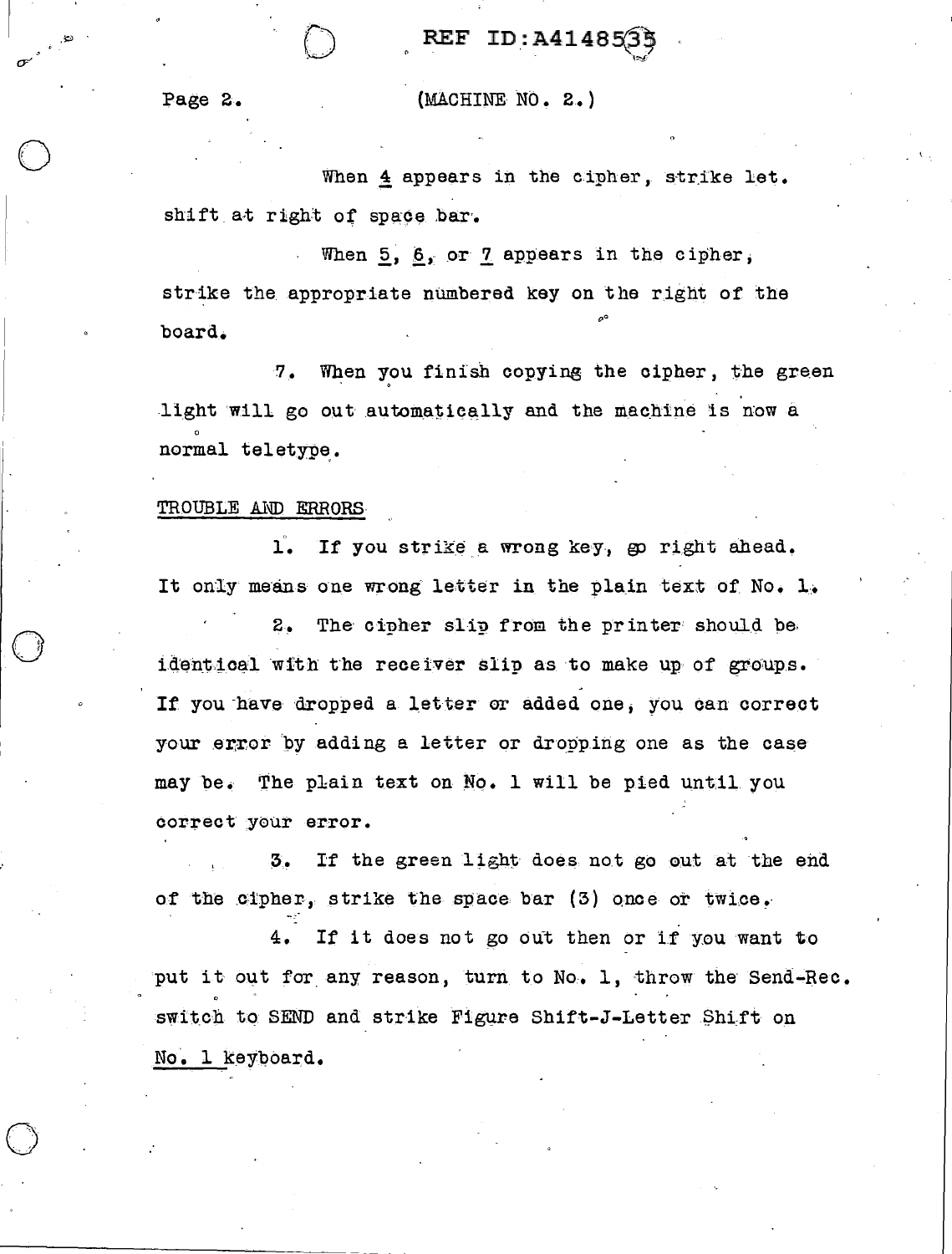(MACHINE NO. 2.)

When 4 appears in the cipher, strike let. shift at right of space bar.

When 5, 6, or 7 appears in the cipher, strike the appropriate numbered key on the right of the board.

7. When you finish copying the cipher, the green light will go out automatically and the machine is now a normal teletype.

TROUBLE AND ERRORS

1. If you strike a wrong key, go right ahead. It only means one wrong letter in the plain text of No. 1.

2. The cipher slip from the printer should be identical with the receiver slip as to make up of groups. If you have dropped a letter or added one, you can correct your error by adding a letter or dropping one as the case may be. The plain text on No. 1 will be pied until you correct your error.

3. If the green light does not go out at the end of the cipher, strike the space bar (3) once or twice.

4. If it does not go out then or if you want to put it out for any reason, turn to No. 1, throw the Send-Rec. switch to SEND and strike Figure Shift-J-Letter Shift on No. 1 keyboard.